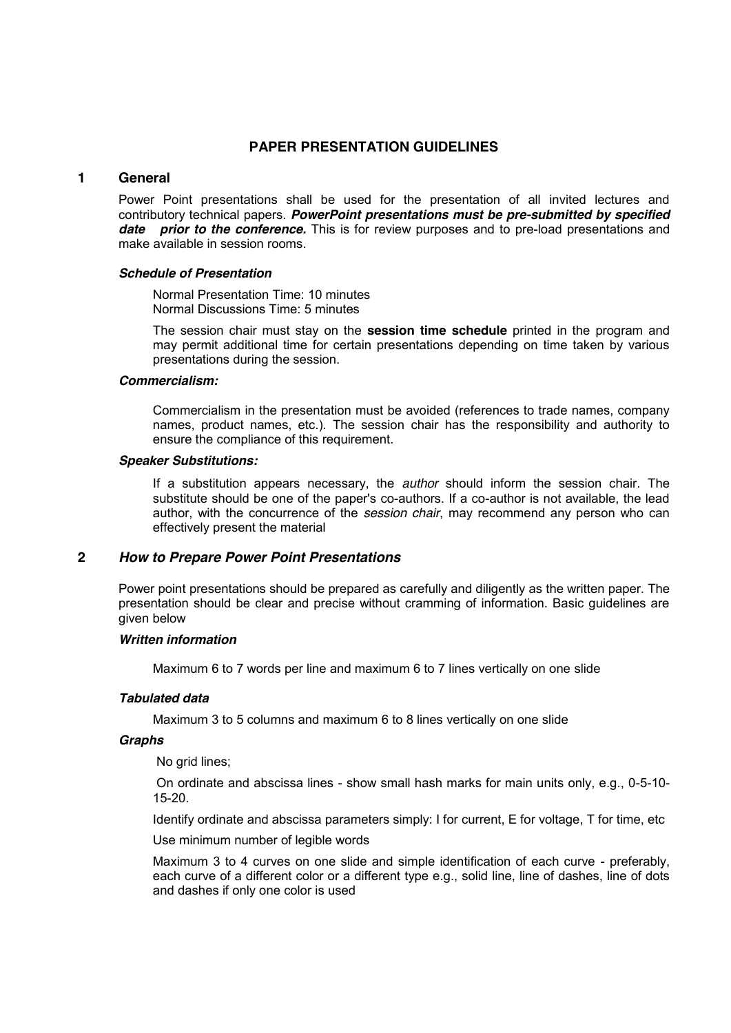# PAPER PRESENTATION GUIDELINES

## 1 General

Power Point presentations shall be used for the presentation of all invited lectures and contributory technical papers. ***PowerPoint presentations must be pre-submitted by specified date prior to the conference.*** This is for review purposes and to pre-load presentations and make available in session rooms.

### *Schedule of Presentation*

Normal Presentation Time: 10 minutes
Normal Discussions Time: 5 minutes

The session chair must stay on the **session time schedule** printed in the program and may permit additional time for certain presentations depending on time taken by various presentations during the session.

### *Commercialism:*

Commercialism in the presentation must be avoided (references to trade names, company names, product names, etc.). The session chair has the responsibility and authority to ensure the compliance of this requirement.

### *Speaker Substitutions:*

If a substitution appears necessary, the *author* should inform the session chair. The substitute should be one of the paper's co-authors. If a co-author is not available, the lead author, with the concurrence of the *session chair*, may recommend any person who can effectively present the material

## 2 *How to Prepare Power Point Presentations*

Power point presentations should be prepared as carefully and diligently as the written paper. The presentation should be clear and precise without cramming of information. Basic guidelines are given below

### *Written information*

Maximum 6 to 7 words per line and maximum 6 to 7 lines vertically on one slide

### *Tabulated data*

Maximum 3 to 5 columns and maximum 6 to 8 lines vertically on one slide

### *Graphs*

No grid lines;

On ordinate and abscissa lines - show small hash marks for main units only, e.g., 0-5-10-15-20.

Identify ordinate and abscissa parameters simply: I for current, E for voltage, T for time, etc

Use minimum number of legible words

Maximum 3 to 4 curves on one slide and simple identification of each curve - preferably, each curve of a different color or a different type e.g., solid line, line of dashes, line of dots and dashes if only one color is used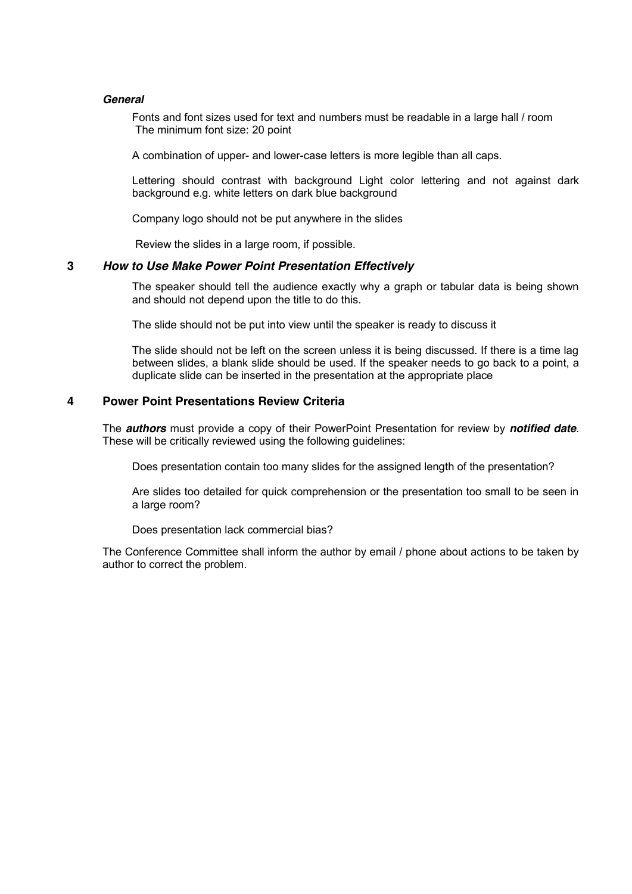### *General*

Fonts and font sizes used for text and numbers must be readable in a large hall / room
The minimum font size: 20 point

A combination of upper- and lower-case letters is more legible than all caps.

Lettering should contrast with background Light color lettering and not against dark background e.g. white letters on dark blue background

Company logo should not be put anywhere in the slides

Review the slides in a large room, if possible.

## 3 *How to Use Make Power Point Presentation Effectively*

The speaker should tell the audience exactly why a graph or tabular data is being shown and should not depend upon the title to do this.

The slide should not be put into view until the speaker is ready to discuss it

The slide should not be left on the screen unless it is being discussed. If there is a time lag between slides, a blank slide should be used. If the speaker needs to go back to a point, a duplicate slide can be inserted in the presentation at the appropriate place

## 4 Power Point Presentations Review Criteria

The ***authors*** must provide a copy of their PowerPoint Presentation for review by ***notified date***. These will be critically reviewed using the following guidelines:

Does presentation contain too many slides for the assigned length of the presentation?

Are slides too detailed for quick comprehension or the presentation too small to be seen in a large room?

Does presentation lack commercial bias?

The Conference Committee shall inform the author by email / phone about actions to be taken by author to correct the problem.